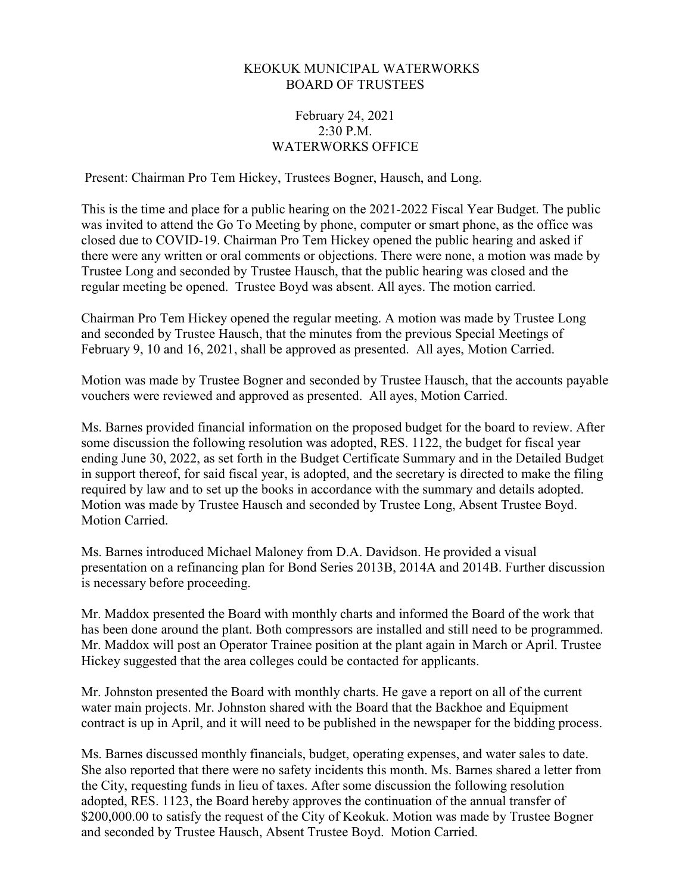# KEOKUK MUNICIPAL WATERWORKS
# BOARD OF TRUSTEES

February 24, 2021
2:30 P.M.
WATERWORKS OFFICE

Present: Chairman Pro Tem Hickey, Trustees Bogner, Hausch, and Long.

This is the time and place for a public hearing on the 2021-2022 Fiscal Year Budget. The public was invited to attend the Go To Meeting by phone, computer or smart phone, as the office was closed due to COVID-19. Chairman Pro Tem Hickey opened the public hearing and asked if there were any written or oral comments or objections. There were none, a motion was made by Trustee Long and seconded by Trustee Hausch, that the public hearing was closed and the regular meeting be opened. Trustee Boyd was absent. All ayes. The motion carried.

Chairman Pro Tem Hickey opened the regular meeting. A motion was made by Trustee Long and seconded by Trustee Hausch, that the minutes from the previous Special Meetings of February 9, 10 and 16, 2021, shall be approved as presented. All ayes, Motion Carried.

Motion was made by Trustee Bogner and seconded by Trustee Hausch, that the accounts payable vouchers were reviewed and approved as presented. All ayes, Motion Carried.

Ms. Barnes provided financial information on the proposed budget for the board to review. After some discussion the following resolution was adopted, RES. 1122, the budget for fiscal year ending June 30, 2022, as set forth in the Budget Certificate Summary and in the Detailed Budget in support thereof, for said fiscal year, is adopted, and the secretary is directed to make the filing required by law and to set up the books in accordance with the summary and details adopted. Motion was made by Trustee Hausch and seconded by Trustee Long, Absent Trustee Boyd. Motion Carried.

Ms. Barnes introduced Michael Maloney from D.A. Davidson. He provided a visual presentation on a refinancing plan for Bond Series 2013B, 2014A and 2014B. Further discussion is necessary before proceeding.

Mr. Maddox presented the Board with monthly charts and informed the Board of the work that has been done around the plant. Both compressors are installed and still need to be programmed. Mr. Maddox will post an Operator Trainee position at the plant again in March or April. Trustee Hickey suggested that the area colleges could be contacted for applicants.

Mr. Johnston presented the Board with monthly charts. He gave a report on all of the current water main projects. Mr. Johnston shared with the Board that the Backhoe and Equipment contract is up in April, and it will need to be published in the newspaper for the bidding process.

Ms. Barnes discussed monthly financials, budget, operating expenses, and water sales to date. She also reported that there were no safety incidents this month. Ms. Barnes shared a letter from the City, requesting funds in lieu of taxes. After some discussion the following resolution adopted, RES. 1123, the Board hereby approves the continuation of the annual transfer of $200,000.00 to satisfy the request of the City of Keokuk. Motion was made by Trustee Bogner and seconded by Trustee Hausch, Absent Trustee Boyd. Motion Carried.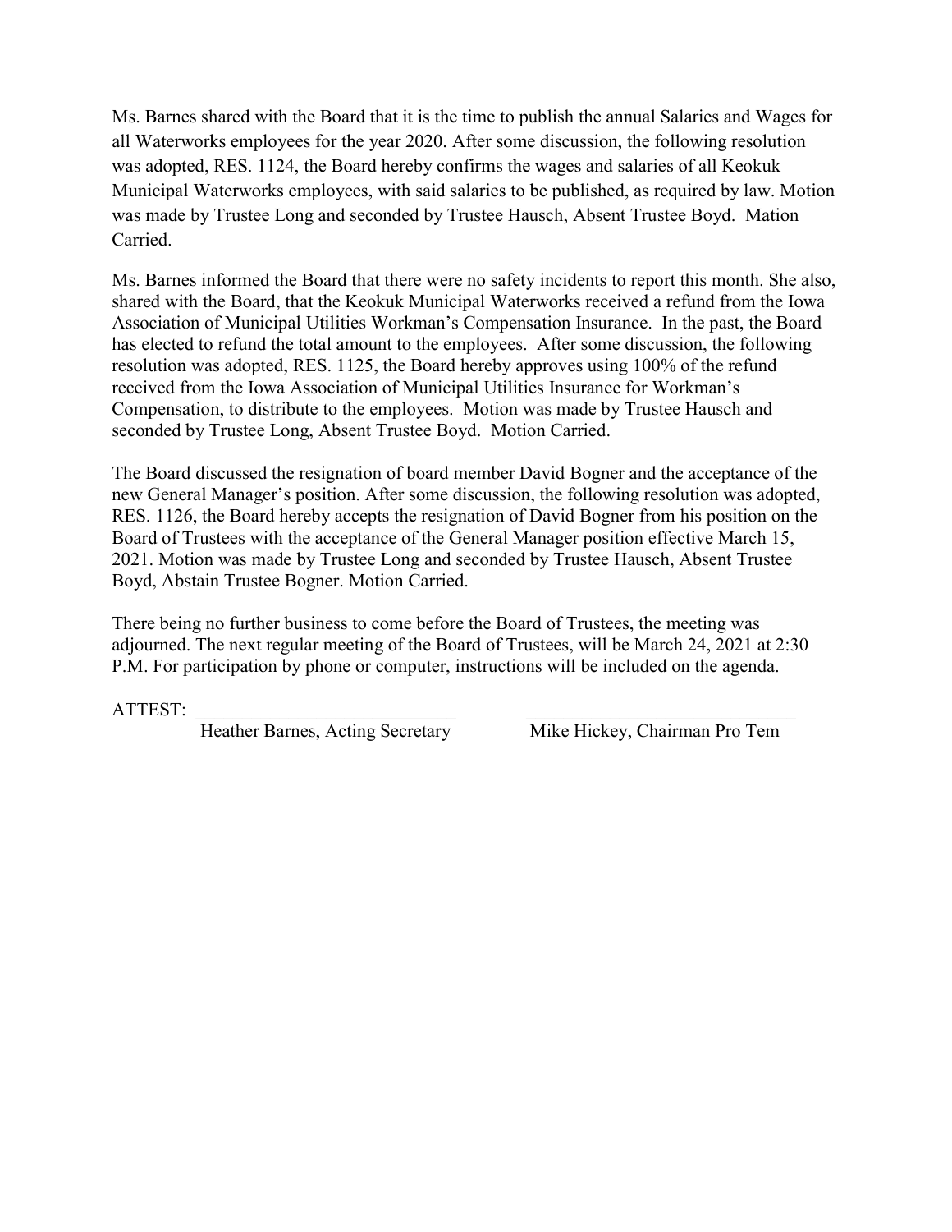Ms. Barnes shared with the Board that it is the time to publish the annual Salaries and Wages for all Waterworks employees for the year 2020. After some discussion, the following resolution was adopted, RES. 1124, the Board hereby confirms the wages and salaries of all Keokuk Municipal Waterworks employees, with said salaries to be published, as required by law. Motion was made by Trustee Long and seconded by Trustee Hausch, Absent Trustee Boyd. Mation Carried.

Ms. Barnes informed the Board that there were no safety incidents to report this month. She also, shared with the Board, that the Keokuk Municipal Waterworks received a refund from the Iowa Association of Municipal Utilities Workman's Compensation Insurance. In the past, the Board has elected to refund the total amount to the employees. After some discussion, the following resolution was adopted, RES. 1125, the Board hereby approves using 100% of the refund received from the Iowa Association of Municipal Utilities Insurance for Workman's Compensation, to distribute to the employees. Motion was made by Trustee Hausch and seconded by Trustee Long, Absent Trustee Boyd. Motion Carried.

The Board discussed the resignation of board member David Bogner and the acceptance of the new General Manager's position. After some discussion, the following resolution was adopted, RES. 1126, the Board hereby accepts the resignation of David Bogner from his position on the Board of Trustees with the acceptance of the General Manager position effective March 15, 2021. Motion was made by Trustee Long and seconded by Trustee Hausch, Absent Trustee Boyd, Abstain Trustee Bogner. Motion Carried.

There being no further business to come before the Board of Trustees, the meeting was adjourned. The next regular meeting of the Board of Trustees, will be March 24, 2021 at 2:30 P.M. For participation by phone or computer, instructions will be included on the agenda.

ATTEST: ____________________________ ____________________________

Heather Barnes, Acting Secretary Mike Hickey, Chairman Pro Tem